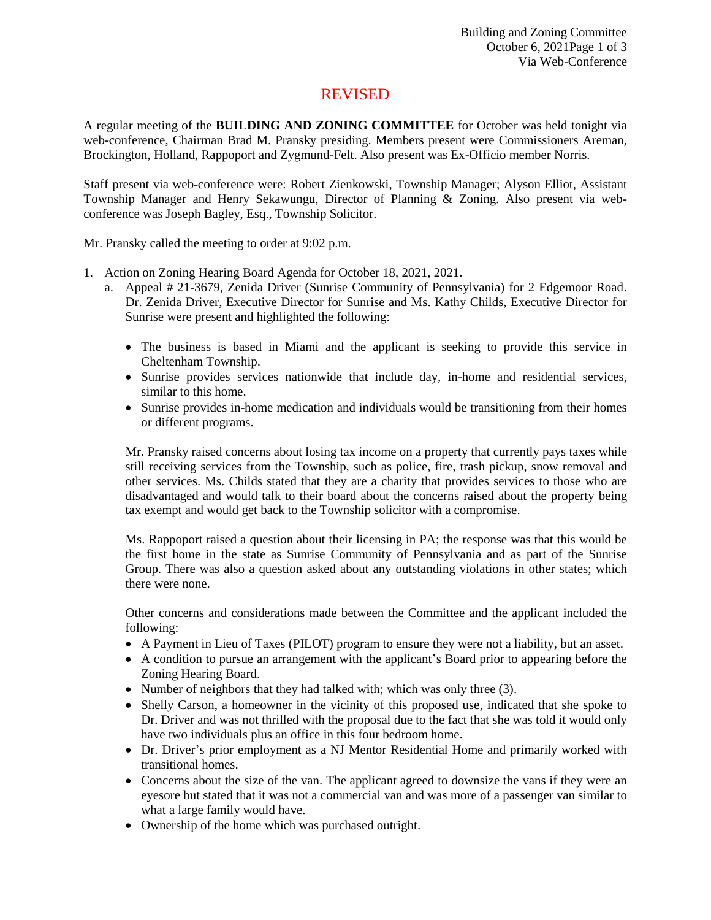# REVISED

A regular meeting of the **BUILDING AND ZONING COMMITTEE** for October was held tonight via web-conference, Chairman Brad M. Pransky presiding. Members present were Commissioners Areman, Brockington, Holland, Rappoport and Zygmund-Felt. Also present was Ex-Officio member Norris.

Staff present via web-conference were: Robert Zienkowski, Township Manager; Alyson Elliot, Assistant Township Manager and Henry Sekawungu, Director of Planning & Zoning. Also present via web-conference was Joseph Bagley, Esq., Township Solicitor.

Mr. Pransky called the meeting to order at 9:02 p.m.

1. Action on Zoning Hearing Board Agenda for October 18, 2021, 2021.
   a. Appeal # 21-3679, Zenida Driver (Sunrise Community of Pennsylvania) for 2 Edgemoor Road. Dr. Zenida Driver, Executive Director for Sunrise and Ms. Kathy Childs, Executive Director for Sunrise were present and highlighted the following:

      - The business is based in Miami and the applicant is seeking to provide this service in Cheltenham Township.
      - Sunrise provides services nationwide that include day, in-home and residential services, similar to this home.
      - Sunrise provides in-home medication and individuals would be transitioning from their homes or different programs.

      Mr. Pransky raised concerns about losing tax income on a property that currently pays taxes while still receiving services from the Township, such as police, fire, trash pickup, snow removal and other services. Ms. Childs stated that they are a charity that provides services to those who are disadvantaged and would talk to their board about the concerns raised about the property being tax exempt and would get back to the Township solicitor with a compromise.

      Ms. Rappoport raised a question about their licensing in PA; the response was that this would be the first home in the state as Sunrise Community of Pennsylvania and as part of the Sunrise Group. There was also a question asked about any outstanding violations in other states; which there were none.

      Other concerns and considerations made between the Committee and the applicant included the following:
      - A Payment in Lieu of Taxes (PILOT) program to ensure they were not a liability, but an asset.
      - A condition to pursue an arrangement with the applicant's Board prior to appearing before the Zoning Hearing Board.
      - Number of neighbors that they had talked with; which was only three (3).
      - Shelly Carson, a homeowner in the vicinity of this proposed use, indicated that she spoke to Dr. Driver and was not thrilled with the proposal due to the fact that she was told it would only have two individuals plus an office in this four bedroom home.
      - Dr. Driver's prior employment as a NJ Mentor Residential Home and primarily worked with transitional homes.
      - Concerns about the size of the van. The applicant agreed to downsize the vans if they were an eyesore but stated that it was not a commercial van and was more of a passenger van similar to what a large family would have.
      - Ownership of the home which was purchased outright.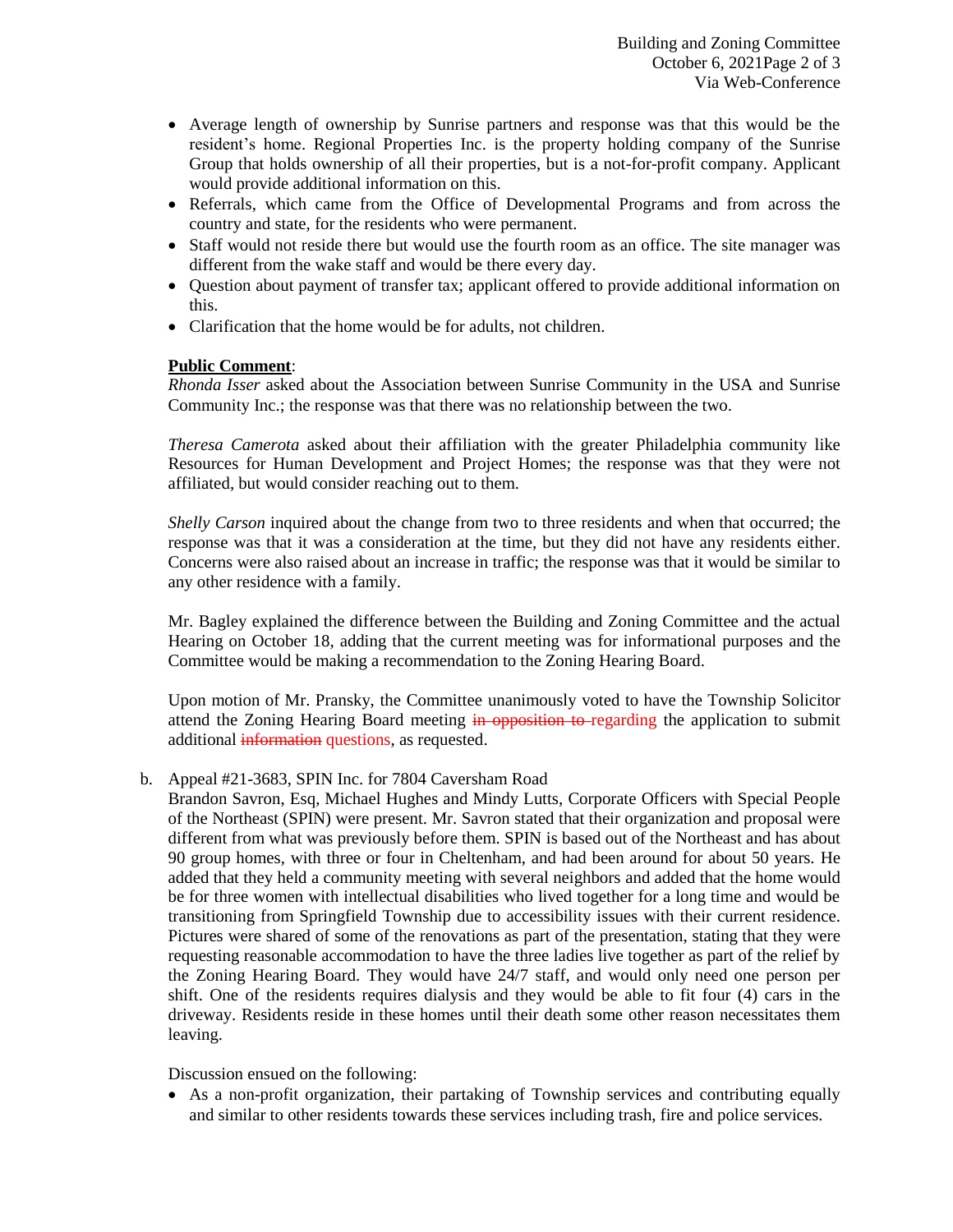- Average length of ownership by Sunrise partners and response was that this would be the resident's home. Regional Properties Inc. is the property holding company of the Sunrise Group that holds ownership of all their properties, but is a not-for-profit company. Applicant would provide additional information on this.
- Referrals, which came from the Office of Developmental Programs and from across the country and state, for the residents who were permanent.
- Staff would not reside there but would use the fourth room as an office. The site manager was different from the wake staff and would be there every day.
- Question about payment of transfer tax; applicant offered to provide additional information on this.
- Clarification that the home would be for adults, not children.

**Public Comment**:
*Rhonda Isser* asked about the Association between Sunrise Community in the USA and Sunrise Community Inc.; the response was that there was no relationship between the two.

*Theresa Camerota* asked about their affiliation with the greater Philadelphia community like Resources for Human Development and Project Homes; the response was that they were not affiliated, but would consider reaching out to them.

*Shelly Carson* inquired about the change from two to three residents and when that occurred; the response was that it was a consideration at the time, but they did not have any residents either. Concerns were also raised about an increase in traffic; the response was that it would be similar to any other residence with a family.

Mr. Bagley explained the difference between the Building and Zoning Committee and the actual Hearing on October 18, adding that the current meeting was for informational purposes and the Committee would be making a recommendation to the Zoning Hearing Board.

Upon motion of Mr. Pransky, the Committee unanimously voted to have the Township Solicitor attend the Zoning Hearing Board meeting ~~in opposition to~~ regarding the application to submit additional ~~information~~ questions, as requested.

b. Appeal #21-3683, SPIN Inc. for 7804 Caversham Road
Brandon Savron, Esq, Michael Hughes and Mindy Lutts, Corporate Officers with Special People of the Northeast (SPIN) were present. Mr. Savron stated that their organization and proposal were different from what was previously before them. SPIN is based out of the Northeast and has about 90 group homes, with three or four in Cheltenham, and had been around for about 50 years. He added that they held a community meeting with several neighbors and added that the home would be for three women with intellectual disabilities who lived together for a long time and would be transitioning from Springfield Township due to accessibility issues with their current residence. Pictures were shared of some of the renovations as part of the presentation, stating that they were requesting reasonable accommodation to have the three ladies live together as part of the relief by the Zoning Hearing Board. They would have 24/7 staff, and would only need one person per shift. One of the residents requires dialysis and they would be able to fit four (4) cars in the driveway. Residents reside in these homes until their death some other reason necessitates them leaving.

Discussion ensued on the following:

- As a non-profit organization, their partaking of Township services and contributing equally and similar to other residents towards these services including trash, fire and police services.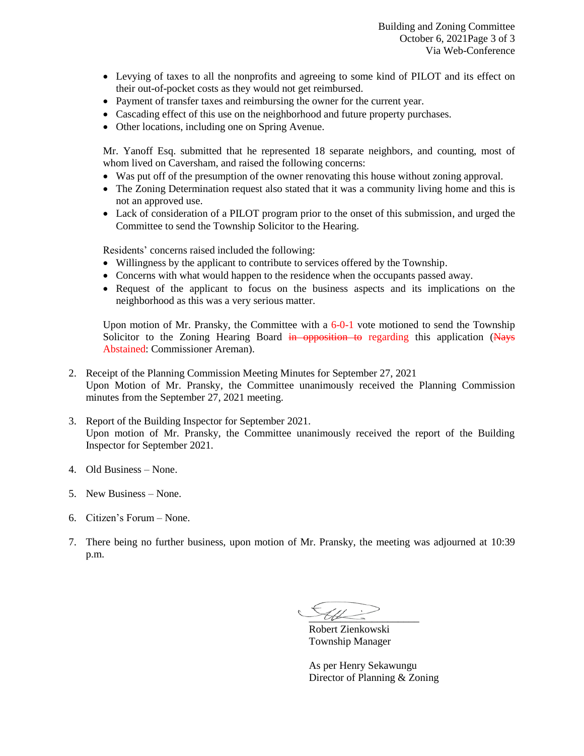- Levying of taxes to all the nonprofits and agreeing to some kind of PILOT and its effect on their out-of-pocket costs as they would not get reimbursed.
- Payment of transfer taxes and reimbursing the owner for the current year.
- Cascading effect of this use on the neighborhood and future property purchases.
- Other locations, including one on Spring Avenue.

Mr. Yanoff Esq. submitted that he represented 18 separate neighbors, and counting, most of whom lived on Caversham, and raised the following concerns:

- Was put off of the presumption of the owner renovating this house without zoning approval.
- The Zoning Determination request also stated that it was a community living home and this is not an approved use.
- Lack of consideration of a PILOT program prior to the onset of this submission, and urged the Committee to send the Township Solicitor to the Hearing.

Residents' concerns raised included the following:

- Willingness by the applicant to contribute to services offered by the Township.
- Concerns with what would happen to the residence when the occupants passed away.
- Request of the applicant to focus on the business aspects and its implications on the neighborhood as this was a very serious matter.

Upon motion of Mr. Pransky, the Committee with a 6-0-1 vote motioned to send the Township Solicitor to the Zoning Hearing Board ~~in opposition to~~ regarding this application (~~Nays~~ Abstained: Commissioner Areman).

2. Receipt of the Planning Commission Meeting Minutes for September 27, 2021
   Upon Motion of Mr. Pransky, the Committee unanimously received the Planning Commission minutes from the September 27, 2021 meeting.

3. Report of the Building Inspector for September 2021.
   Upon motion of Mr. Pransky, the Committee unanimously received the report of the Building Inspector for September 2021.

4. Old Business – None.

5. New Business – None.

6. Citizen's Forum – None.

7. There being no further business, upon motion of Mr. Pransky, the meeting was adjourned at 10:39 p.m.

Robert Zienkowski
Township Manager

As per Henry Sekawungu
Director of Planning & Zoning